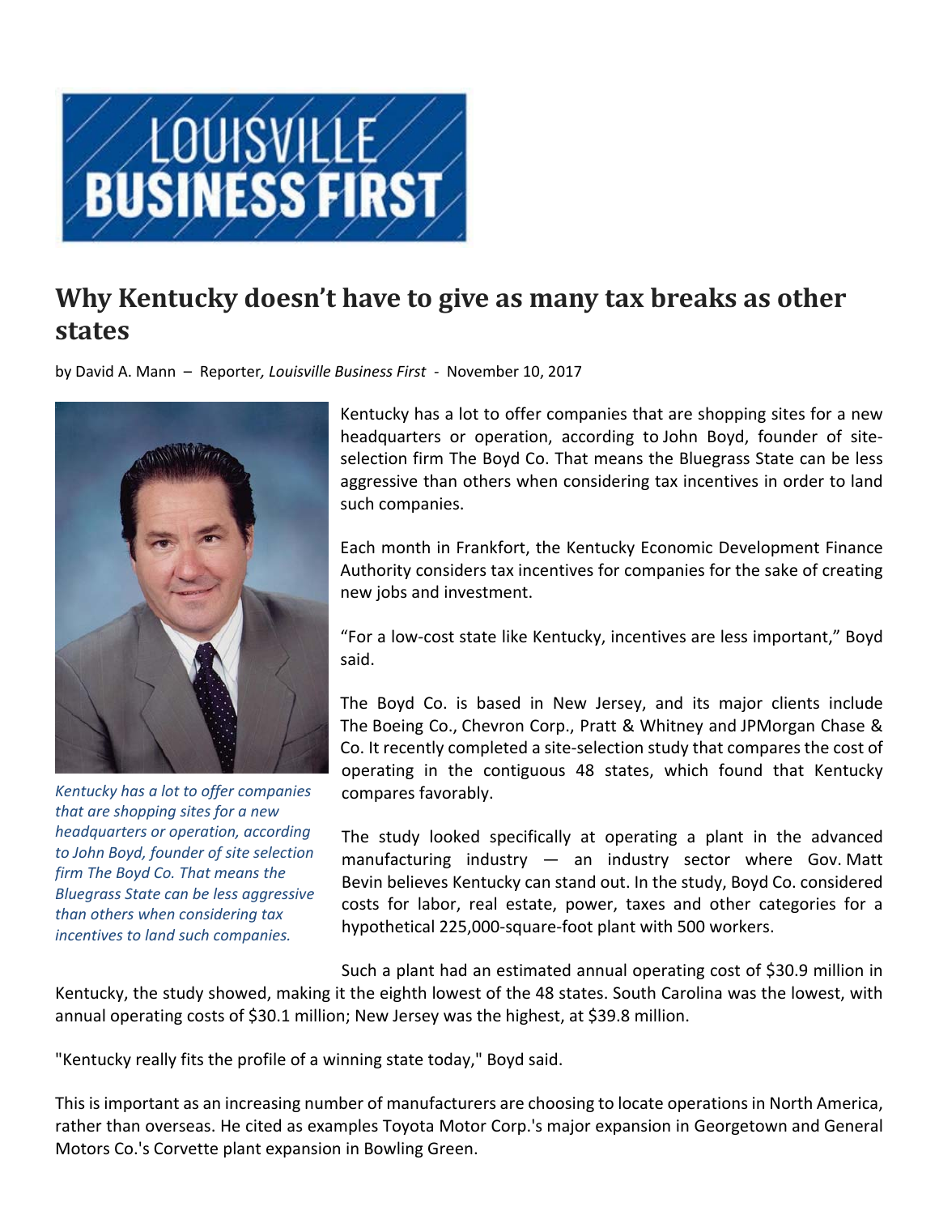LOUISVILLE BUSINESS FIRST

# Why Kentucky doesn't have to give as many tax breaks as other states

by David A. Mann – Reporter, *Louisville Business First* - November 10, 2017

*Kentucky has a lot to offer companies that are shopping sites for a new headquarters or operation, according to John Boyd, founder of site selection firm The Boyd Co. That means the Bluegrass State can be less aggressive than others when considering tax incentives to land such companies.*

Kentucky has a lot to offer companies that are shopping sites for a new headquarters or operation, according to John Boyd, founder of site-selection firm The Boyd Co. That means the Bluegrass State can be less aggressive than others when considering tax incentives in order to land such companies.

Each month in Frankfort, the Kentucky Economic Development Finance Authority considers tax incentives for companies for the sake of creating new jobs and investment.

"For a low-cost state like Kentucky, incentives are less important," Boyd said.

The Boyd Co. is based in New Jersey, and its major clients include The Boeing Co., Chevron Corp., Pratt & Whitney and JPMorgan Chase & Co. It recently completed a site-selection study that compares the cost of operating in the contiguous 48 states, which found that Kentucky compares favorably.

The study looked specifically at operating a plant in the advanced manufacturing industry — an industry sector where Gov. Matt Bevin believes Kentucky can stand out. In the study, Boyd Co. considered costs for labor, real estate, power, taxes and other categories for a hypothetical 225,000-square-foot plant with 500 workers.

Such a plant had an estimated annual operating cost of $30.9 million in Kentucky, the study showed, making it the eighth lowest of the 48 states. South Carolina was the lowest, with annual operating costs of $30.1 million; New Jersey was the highest, at $39.8 million.

"Kentucky really fits the profile of a winning state today," Boyd said.

This is important as an increasing number of manufacturers are choosing to locate operations in North America, rather than overseas. He cited as examples Toyota Motor Corp.'s major expansion in Georgetown and General Motors Co.'s Corvette plant expansion in Bowling Green.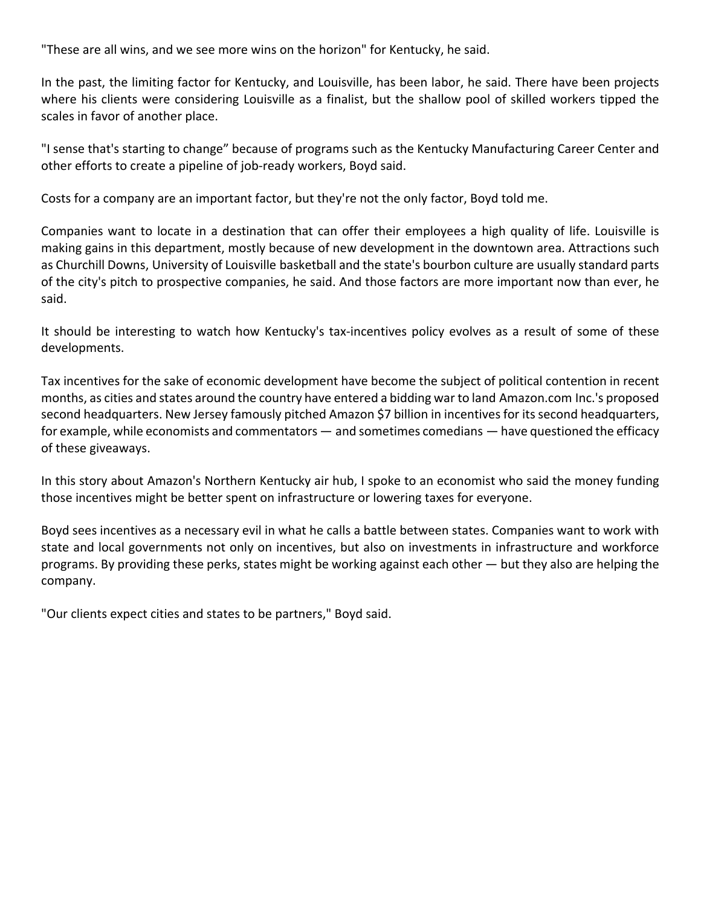"These are all wins, and we see more wins on the horizon" for Kentucky, he said.

In the past, the limiting factor for Kentucky, and Louisville, has been labor, he said. There have been projects where his clients were considering Louisville as a finalist, but the shallow pool of skilled workers tipped the scales in favor of another place.

"I sense that's starting to change" because of programs such as the Kentucky Manufacturing Career Center and other efforts to create a pipeline of job-ready workers, Boyd said.

Costs for a company are an important factor, but they're not the only factor, Boyd told me.

Companies want to locate in a destination that can offer their employees a high quality of life. Louisville is making gains in this department, mostly because of new development in the downtown area. Attractions such as Churchill Downs, University of Louisville basketball and the state's bourbon culture are usually standard parts of the city's pitch to prospective companies, he said. And those factors are more important now than ever, he said.

It should be interesting to watch how Kentucky's tax-incentives policy evolves as a result of some of these developments.

Tax incentives for the sake of economic development have become the subject of political contention in recent months, as cities and states around the country have entered a bidding war to land Amazon.com Inc.'s proposed second headquarters. New Jersey famously pitched Amazon $7 billion in incentives for its second headquarters, for example, while economists and commentators — and sometimes comedians — have questioned the efficacy of these giveaways.

In this story about Amazon's Northern Kentucky air hub, I spoke to an economist who said the money funding those incentives might be better spent on infrastructure or lowering taxes for everyone.

Boyd sees incentives as a necessary evil in what he calls a battle between states. Companies want to work with state and local governments not only on incentives, but also on investments in infrastructure and workforce programs. By providing these perks, states might be working against each other — but they also are helping the company.

"Our clients expect cities and states to be partners," Boyd said.